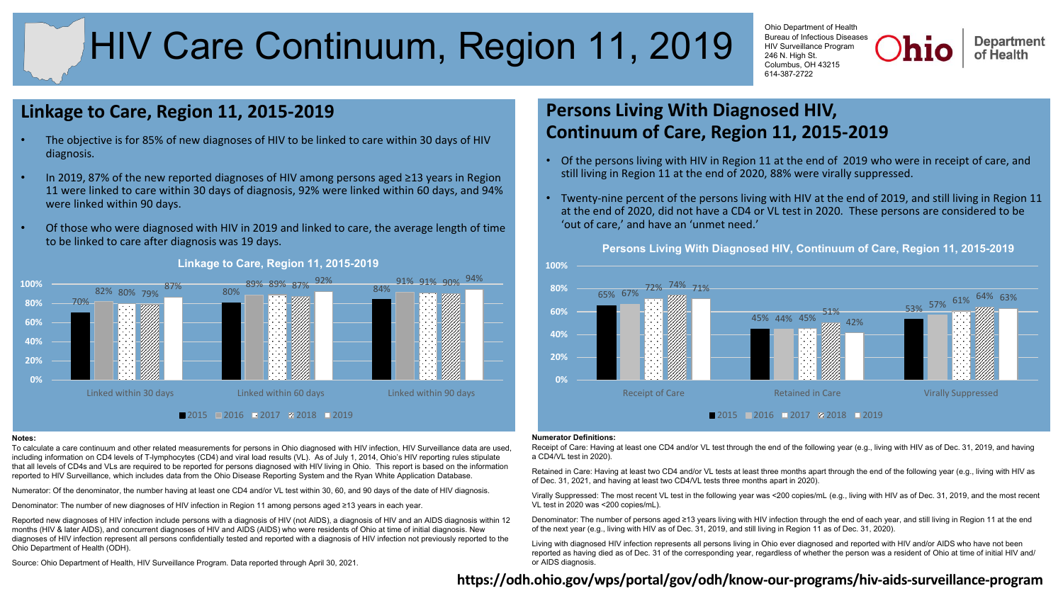# HIV Care Continuum, Region 11, 2019

Ohio Department of Health
Bureau of Infectious Diseases
HIV Surveillance Program
246 N. High St.
Columbus, OH 43215
614-387-2722

## Linkage to Care, Region 11, 2015-2019

- The objective is for 85% of new diagnoses of HIV to be linked to care within 30 days of HIV diagnosis.
- In 2019, 87% of the new reported diagnoses of HIV among persons aged ≥13 years in Region 11 were linked to care within 30 days of diagnosis, 92% were linked within 60 days, and 94% were linked within 90 days.
- Of those who were diagnosed with HIV in 2019 and linked to care, the average length of time to be linked to care after diagnosis was 19 days.

**Linkage to Care, Region 11, 2015-2019**

| | 2015 | 2016 | 2017 | 2018 | 2019 |
|---|---|---|---|---|---|
| Linked within 30 days | 70% | 82% | 80% | 79% | 87% |
| Linked within 60 days | 80% | 89% | 89% | 87% | 92% |
| Linked within 90 days | 84% | 91% | 91% | 90% | 94% |

**Notes:**

To calculate a care continuum and other related measurements for persons in Ohio diagnosed with HIV infection, HIV Surveillance data are used, including information on CD4 levels of T-lymphocytes (CD4) and viral load results (VL). As of July 1, 2014, Ohio's HIV reporting rules stipulate that all levels of CD4s and VLs are required to be reported for persons diagnosed with HIV living in Ohio. This report is based on the information reported to HIV Surveillance, which includes data from the Ohio Disease Reporting System and the Ryan White Application Database.

Numerator: Of the denominator, the number having at least one CD4 and/or VL test within 30, 60, and 90 days of the date of HIV diagnosis.

Denominator: The number of new diagnoses of HIV infection in Region 11 among persons aged ≥13 years in each year.

Reported new diagnoses of HIV infection include persons with a diagnosis of HIV (not AIDS), a diagnosis of HIV and an AIDS diagnosis within 12 months (HIV & later AIDS), and concurrent diagnoses of HIV and AIDS (AIDS) who were residents of Ohio at time of initial diagnosis. New diagnoses of HIV infection represent all persons confidentially tested and reported with a diagnosis of HIV infection not previously reported to the Ohio Department of Health (ODH).

Source: Ohio Department of Health, HIV Surveillance Program. Data reported through April 30, 2021.

## Persons Living With Diagnosed HIV, Continuum of Care, Region 11, 2015-2019

- Of the persons living with HIV in Region 11 at the end of 2019 who were in receipt of care, and still living in Region 11 at the end of 2020, 88% were virally suppressed.
- Twenty-nine percent of the persons living with HIV at the end of 2019, and still living in Region 11 at the end of 2020, did not have a CD4 or VL test in 2020. These persons are considered to be 'out of care,' and have an 'unmet need.'

**Persons Living With Diagnosed HIV, Continuum of Care, Region 11, 2015-2019**

| | 2015 | 2016 | 2017 | 2018 | 2019 |
|---|---|---|---|---|---|
| Receipt of Care | 65% | 67% | 72% | 74% | 71% |
| Retained in Care | 45% | 44% | 45% | 51% | 42% |
| Virally Suppressed | 53% | 57% | 61% | 64% | 63% |

**Numerator Definitions:**

Receipt of Care: Having at least one CD4 and/or VL test through the end of the following year (e.g., living with HIV as of Dec. 31, 2019, and having a CD4/VL test in 2020).

Retained in Care: Having at least two CD4 and/or VL tests at least three months apart through the end of the following year (e.g., living with HIV as of Dec. 31, 2021, and having at least two CD4/VL tests three months apart in 2020).

Virally Suppressed: The most recent VL test in the following year was <200 copies/mL (e.g., living with HIV as of Dec. 31, 2019, and the most recent VL test in 2020 was <200 copies/mL).

Denominator: The number of persons aged ≥13 years living with HIV infection through the end of each year, and still living in Region 11 at the end of the next year (e.g., living with HIV as of Dec. 31, 2019, and still living in Region 11 as of Dec. 31, 2020).

Living with diagnosed HIV infection represents all persons living in Ohio ever diagnosed and reported with HIV and/or AIDS who have not been reported as having died as of Dec. 31 of the corresponding year, regardless of whether the person was a resident of Ohio at time of initial HIV and/or AIDS diagnosis.

**https://odh.ohio.gov/wps/portal/gov/odh/know-our-programs/hiv-aids-surveillance-program**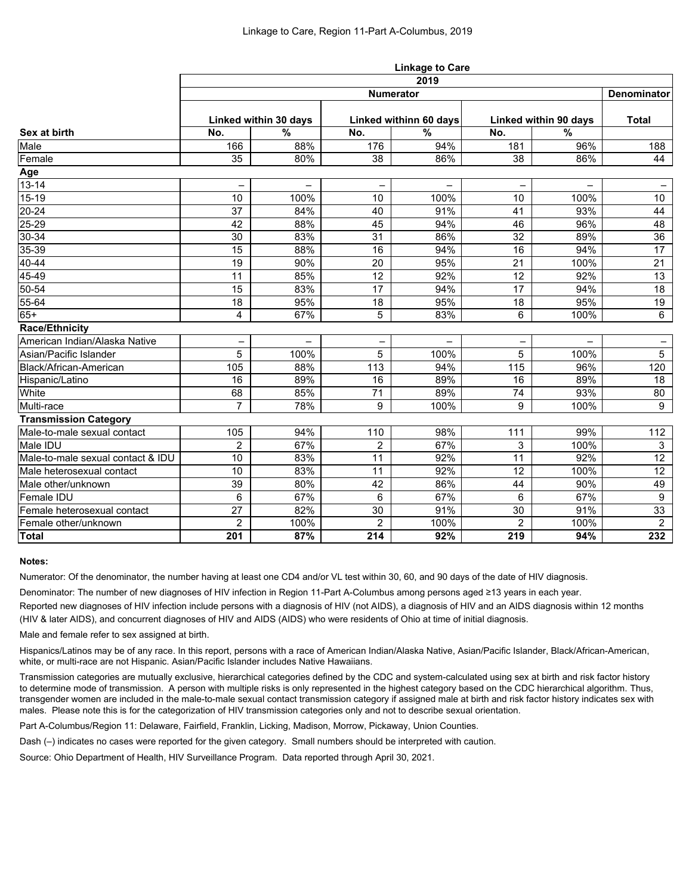# Linkage to Care, Region 11-Part A-Columbus, 2019

| | Linkage to Care | | | | | | |
|---|---|---|---|---|---|---|---|
| | 2019 | | | | | | |
| | Numerator | | | | | | Denominator |
| | Linked within 30 days | | Linked withinn 60 days | | Linked within 90 days | | Total |
| **Sex at birth** | **No.** | **%** | **No.** | **%** | **No.** | **%** | |
| Male | 166 | 88% | 176 | 94% | 181 | 96% | 188 |
| Female | 35 | 80% | 38 | 86% | 38 | 86% | 44 |
| **Age** | | | | | | | |
| 13-14 | – | – | – | – | – | – | – |
| 15-19 | 10 | 100% | 10 | 100% | 10 | 100% | 10 |
| 20-24 | 37 | 84% | 40 | 91% | 41 | 93% | 44 |
| 25-29 | 42 | 88% | 45 | 94% | 46 | 96% | 48 |
| 30-34 | 30 | 83% | 31 | 86% | 32 | 89% | 36 |
| 35-39 | 15 | 88% | 16 | 94% | 16 | 94% | 17 |
| 40-44 | 19 | 90% | 20 | 95% | 21 | 100% | 21 |
| 45-49 | 11 | 85% | 12 | 92% | 12 | 92% | 13 |
| 50-54 | 15 | 83% | 17 | 94% | 17 | 94% | 18 |
| 55-64 | 18 | 95% | 18 | 95% | 18 | 95% | 19 |
| 65+ | 4 | 67% | 5 | 83% | 6 | 100% | 6 |
| **Race/Ethnicity** | | | | | | | |
| American Indian/Alaska Native | – | – | – | – | – | – | – |
| Asian/Pacific Islander | 5 | 100% | 5 | 100% | 5 | 100% | 5 |
| Black/African-American | 105 | 88% | 113 | 94% | 115 | 96% | 120 |
| Hispanic/Latino | 16 | 89% | 16 | 89% | 16 | 89% | 18 |
| White | 68 | 85% | 71 | 89% | 74 | 93% | 80 |
| Multi-race | 7 | 78% | 9 | 100% | 9 | 100% | 9 |
| **Transmission Category** | | | | | | | |
| Male-to-male sexual contact | 105 | 94% | 110 | 98% | 111 | 99% | 112 |
| Male IDU | 2 | 67% | 2 | 67% | 3 | 100% | 3 |
| Male-to-male sexual contact & IDU | 10 | 83% | 11 | 92% | 11 | 92% | 12 |
| Male heterosexual contact | 10 | 83% | 11 | 92% | 12 | 100% | 12 |
| Male other/unknown | 39 | 80% | 42 | 86% | 44 | 90% | 49 |
| Female IDU | 6 | 67% | 6 | 67% | 6 | 67% | 9 |
| Female heterosexual contact | 27 | 82% | 30 | 91% | 30 | 91% | 33 |
| Female other/unknown | 2 | 100% | 2 | 100% | 2 | 100% | 2 |
| **Total** | **201** | **87%** | **214** | **92%** | **219** | **94%** | **232** |

**Notes:**

Numerator: Of the denominator, the number having at least one CD4 and/or VL test within 30, 60, and 90 days of the date of HIV diagnosis.

Denominator: The number of new diagnoses of HIV infection in Region 11-Part A-Columbus among persons aged ≥13 years in each year.

Reported new diagnoses of HIV infection include persons with a diagnosis of HIV (not AIDS), a diagnosis of HIV and an AIDS diagnosis within 12 months (HIV & later AIDS), and concurrent diagnoses of HIV and AIDS (AIDS) who were residents of Ohio at time of initial diagnosis.

Male and female refer to sex assigned at birth.

Hispanics/Latinos may be of any race. In this report, persons with a race of American Indian/Alaska Native, Asian/Pacific Islander, Black/African-American, white, or multi-race are not Hispanic. Asian/Pacific Islander includes Native Hawaiians.

Transmission categories are mutually exclusive, hierarchical categories defined by the CDC and system-calculated using sex at birth and risk factor history to determine mode of transmission. A person with multiple risks is only represented in the highest category based on the CDC hierarchical algorithm. Thus, transgender women are included in the male-to-male sexual contact transmission category if assigned male at birth and risk factor history indicates sex with males. Please note this is for the categorization of HIV transmission categories only and not to describe sexual orientation.

Part A-Columbus/Region 11: Delaware, Fairfield, Franklin, Licking, Madison, Morrow, Pickaway, Union Counties.

Dash (–) indicates no cases were reported for the given category. Small numbers should be interpreted with caution.

Source: Ohio Department of Health, HIV Surveillance Program. Data reported through April 30, 2021.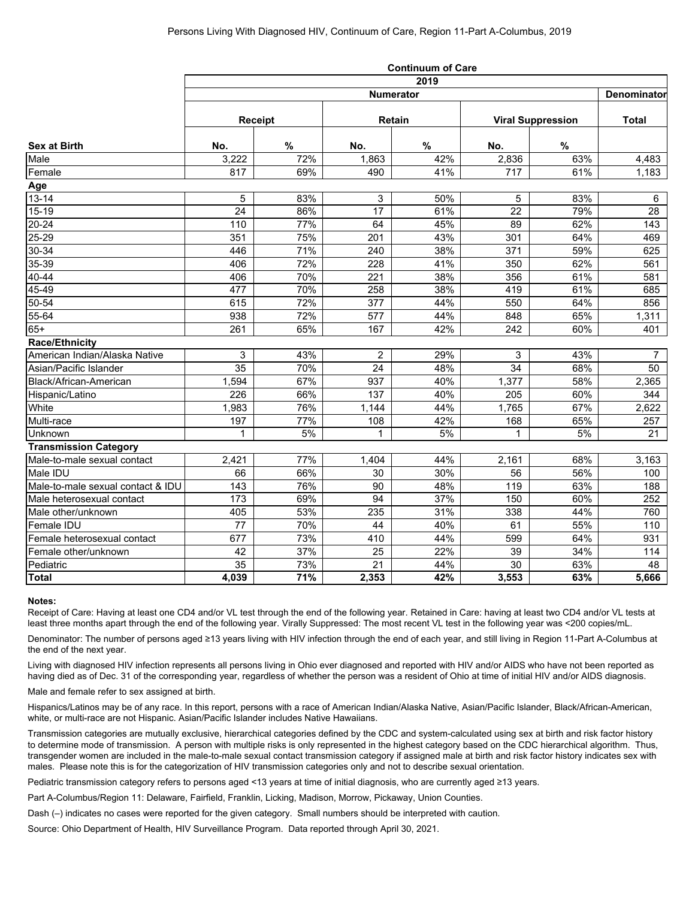Persons Living With Diagnosed HIV, Continuum of Care, Region 11-Part A-Columbus, 2019

| | Continuum of Care | | | | | | |
|---|---|---|---|---|---|---|---|
| | 2019 | | | | | | |
| | Numerator | | | | | | Denominator |
| | Receipt | | Retain | | Viral Suppression | | Total |
| **Sex at Birth** | No. | % | No. | % | No. | % | |
| Male | 3,222 | 72% | 1,863 | 42% | 2,836 | 63% | 4,483 |
| Female | 817 | 69% | 490 | 41% | 717 | 61% | 1,183 |
| **Age** | | | | | | | |
| 13-14 | 5 | 83% | 3 | 50% | 5 | 83% | 6 |
| 15-19 | 24 | 86% | 17 | 61% | 22 | 79% | 28 |
| 20-24 | 110 | 77% | 64 | 45% | 89 | 62% | 143 |
| 25-29 | 351 | 75% | 201 | 43% | 301 | 64% | 469 |
| 30-34 | 446 | 71% | 240 | 38% | 371 | 59% | 625 |
| 35-39 | 406 | 72% | 228 | 41% | 350 | 62% | 561 |
| 40-44 | 406 | 70% | 221 | 38% | 356 | 61% | 581 |
| 45-49 | 477 | 70% | 258 | 38% | 419 | 61% | 685 |
| 50-54 | 615 | 72% | 377 | 44% | 550 | 64% | 856 |
| 55-64 | 938 | 72% | 577 | 44% | 848 | 65% | 1,311 |
| 65+ | 261 | 65% | 167 | 42% | 242 | 60% | 401 |
| **Race/Ethnicity** | | | | | | | |
| American Indian/Alaska Native | 3 | 43% | 2 | 29% | 3 | 43% | 7 |
| Asian/Pacific Islander | 35 | 70% | 24 | 48% | 34 | 68% | 50 |
| Black/African-American | 1,594 | 67% | 937 | 40% | 1,377 | 58% | 2,365 |
| Hispanic/Latino | 226 | 66% | 137 | 40% | 205 | 60% | 344 |
| White | 1,983 | 76% | 1,144 | 44% | 1,765 | 67% | 2,622 |
| Multi-race | 197 | 77% | 108 | 42% | 168 | 65% | 257 |
| Unknown | 1 | 5% | 1 | 5% | 1 | 5% | 21 |
| **Transmission Category** | | | | | | | |
| Male-to-male sexual contact | 2,421 | 77% | 1,404 | 44% | 2,161 | 68% | 3,163 |
| Male IDU | 66 | 66% | 30 | 30% | 56 | 56% | 100 |
| Male-to-male sexual contact & IDU | 143 | 76% | 90 | 48% | 119 | 63% | 188 |
| Male heterosexual contact | 173 | 69% | 94 | 37% | 150 | 60% | 252 |
| Male other/unknown | 405 | 53% | 235 | 31% | 338 | 44% | 760 |
| Female IDU | 77 | 70% | 44 | 40% | 61 | 55% | 110 |
| Female heterosexual contact | 677 | 73% | 410 | 44% | 599 | 64% | 931 |
| Female other/unknown | 42 | 37% | 25 | 22% | 39 | 34% | 114 |
| Pediatric | 35 | 73% | 21 | 44% | 30 | 63% | 48 |
| **Total** | **4,039** | **71%** | **2,353** | **42%** | **3,553** | **63%** | **5,666** |

**Notes:**

Receipt of Care: Having at least one CD4 and/or VL test through the end of the following year. Retained in Care: having at least two CD4 and/or VL tests at least three months apart through the end of the following year. Virally Suppressed: The most recent VL test in the following year was <200 copies/mL.

Denominator: The number of persons aged ≥13 years living with HIV infection through the end of each year, and still living in Region 11-Part A-Columbus at the end of the next year.

Living with diagnosed HIV infection represents all persons living in Ohio ever diagnosed and reported with HIV and/or AIDS who have not been reported as having died as of Dec. 31 of the corresponding year, regardless of whether the person was a resident of Ohio at time of initial HIV and/or AIDS diagnosis.

Male and female refer to sex assigned at birth.

Hispanics/Latinos may be of any race. In this report, persons with a race of American Indian/Alaska Native, Asian/Pacific Islander, Black/African-American, white, or multi-race are not Hispanic. Asian/Pacific Islander includes Native Hawaiians.

Transmission categories are mutually exclusive, hierarchical categories defined by the CDC and system-calculated using sex at birth and risk factor history to determine mode of transmission. A person with multiple risks is only represented in the highest category based on the CDC hierarchical algorithm. Thus, transgender women are included in the male-to-male sexual contact transmission category if assigned male at birth and risk factor history indicates sex with males. Please note this is for the categorization of HIV transmission categories only and not to describe sexual orientation.

Pediatric transmission category refers to persons aged <13 years at time of initial diagnosis, who are currently aged ≥13 years.

Part A-Columbus/Region 11: Delaware, Fairfield, Franklin, Licking, Madison, Morrow, Pickaway, Union Counties.

Dash (–) indicates no cases were reported for the given category. Small numbers should be interpreted with caution.

Source: Ohio Department of Health, HIV Surveillance Program. Data reported through April 30, 2021.